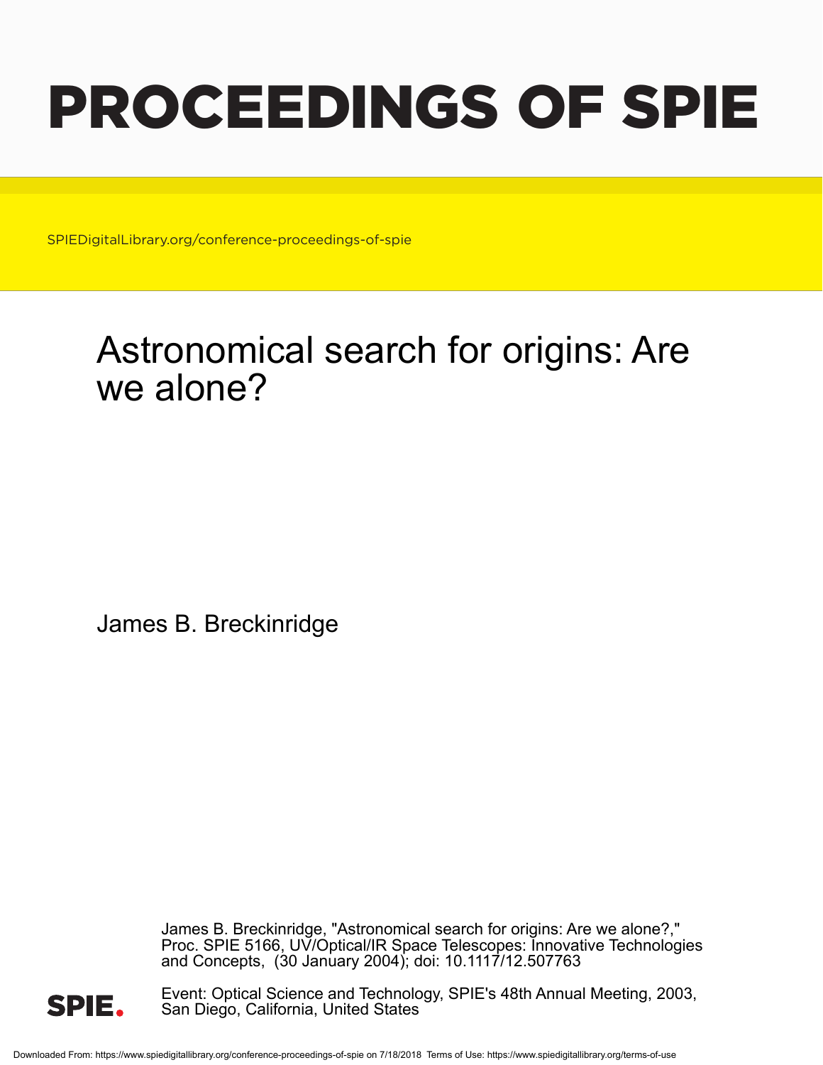# PROCEEDINGS OF SPIE

SPIEDigitalLibrary.org/conference-proceedings-of-spie

## Astronomical search for origins: Are we alone?

James B. Breckinridge

James B. Breckinridge, "Astronomical search for origins: Are we alone?," Proc. SPIE 5166, UV/Optical/IR Space Telescopes: Innovative Technologies and Concepts, (30 January 2004); doi: 10.1117/12.507763

Event: Optical Science and Technology, SPIE's 48th Annual Meeting, 2003, San Diego, California, United States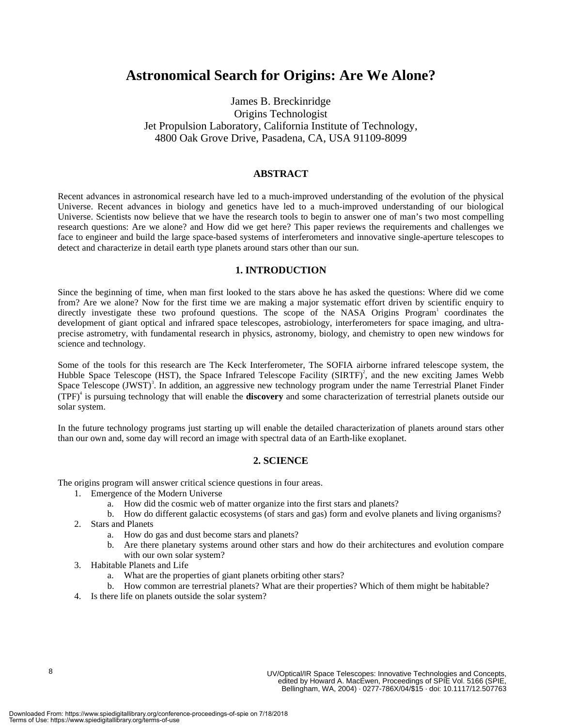# Astronomical Search for Origins: Are We Alone?

James B. Breckinridge
Origins Technologist
Jet Propulsion Laboratory, California Institute of Technology,
4800 Oak Grove Drive, Pasadena, CA, USA 91109-8099

## ABSTRACT

Recent advances in astronomical research have led to a much-improved understanding of the evolution of the physical Universe. Recent advances in biology and genetics have led to a much-improved understanding of our biological Universe. Scientists now believe that we have the research tools to begin to answer one of man's two most compelling research questions: Are we alone? and How did we get here? This paper reviews the requirements and challenges we face to engineer and build the large space-based systems of interferometers and innovative single-aperture telescopes to detect and characterize in detail earth type planets around stars other than our sun.

## 1. INTRODUCTION

Since the beginning of time, when man first looked to the stars above he has asked the questions: Where did we come from? Are we alone? Now for the first time we are making a major systematic effort driven by scientific enquiry to directly investigate these two profound questions. The scope of the NASA Origins Program[1] coordinates the development of giant optical and infrared space telescopes, astrobiology, interferometers for space imaging, and ultra-precise astrometry, with fundamental research in physics, astronomy, biology, and chemistry to open new windows for science and technology.

Some of the tools for this research are The Keck Interferometer, The SOFIA airborne infrared telescope system, the Hubble Space Telescope (HST), the Space Infrared Telescope Facility (SIRTF)[2], and the new exciting James Webb Space Telescope (JWST)[3]. In addition, an aggressive new technology program under the name Terrestrial Planet Finder (TPF)[4] is pursuing technology that will enable the **discovery** and some characterization of terrestrial planets outside our solar system.

In the future technology programs just starting up will enable the detailed characterization of planets around stars other than our own and, some day will record an image with spectral data of an Earth-like exoplanet.

## 2. SCIENCE

The origins program will answer critical science questions in four areas.

1. Emergence of the Modern Universe
   a. How did the cosmic web of matter organize into the first stars and planets?
   b. How do different galactic ecosystems (of stars and gas) form and evolve planets and living organisms?
2. Stars and Planets
   a. How do gas and dust become stars and planets?
   b. Are there planetary systems around other stars and how do their architectures and evolution compare with our own solar system?
3. Habitable Planets and Life
   a. What are the properties of giant planets orbiting other stars?
   b. How common are terrestrial planets? What are their properties? Which of them might be habitable?
4. Is there life on planets outside the solar system?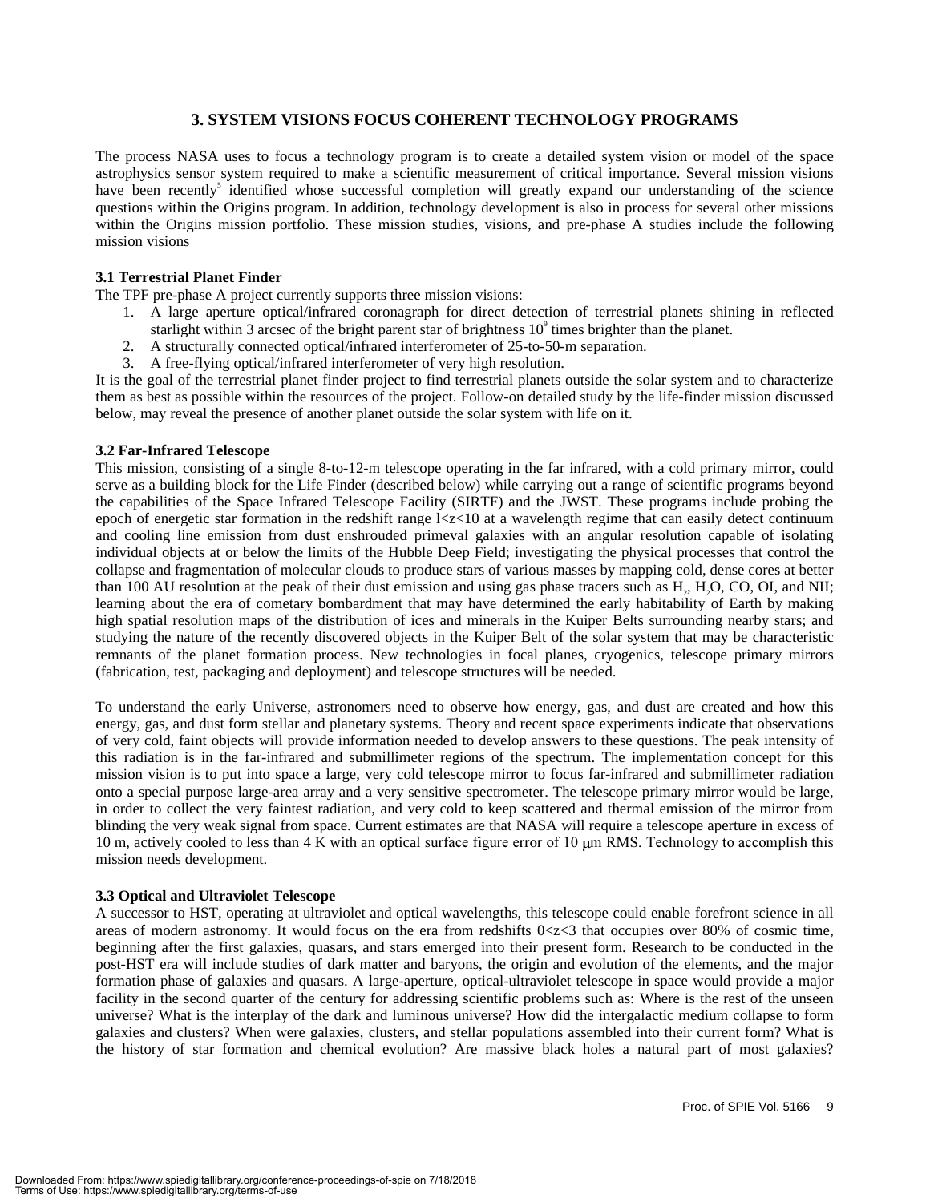## 3. SYSTEM VISIONS FOCUS COHERENT TECHNOLOGY PROGRAMS

The process NASA uses to focus a technology program is to create a detailed system vision or model of the space astrophysics sensor system required to make a scientific measurement of critical importance. Several mission visions have been recently[5] identified whose successful completion will greatly expand our understanding of the science questions within the Origins program. In addition, technology development is also in process for several other missions within the Origins mission portfolio. These mission studies, visions, and pre-phase A studies include the following mission visions

### 3.1 Terrestrial Planet Finder

The TPF pre-phase A project currently supports three mission visions:

1. A large aperture optical/infrared coronagraph for direct detection of terrestrial planets shining in reflected starlight within 3 arcsec of the bright parent star of brightness $10^9$ times brighter than the planet.
2. A structurally connected optical/infrared interferometer of 25-to-50-m separation.
3. A free-flying optical/infrared interferometer of very high resolution.

It is the goal of the terrestrial planet finder project to find terrestrial planets outside the solar system and to characterize them as best as possible within the resources of the project. Follow-on detailed study by the life-finder mission discussed below, may reveal the presence of another planet outside the solar system with life on it.

### 3.2 Far-Infrared Telescope

This mission, consisting of a single 8-to-12-m telescope operating in the far infrared, with a cold primary mirror, could serve as a building block for the Life Finder (described below) while carrying out a range of scientific programs beyond the capabilities of the Space Infrared Telescope Facility (SIRTF) and the JWST. These programs include probing the epoch of energetic star formation in the redshift range $1<z<10$ at a wavelength regime that can easily detect continuum and cooling line emission from dust enshrouded primeval galaxies with an angular resolution capable of isolating individual objects at or below the limits of the Hubble Deep Field; investigating the physical processes that control the collapse and fragmentation of molecular clouds to produce stars of various masses by mapping cold, dense cores at better than 100 AU resolution at the peak of their dust emission and using gas phase tracers such as $H_2$, $H_2O$, CO, OI, and NII; learning about the era of cometary bombardment that may have determined the early habitability of Earth by making high spatial resolution maps of the distribution of ices and minerals in the Kuiper Belts surrounding nearby stars; and studying the nature of the recently discovered objects in the Kuiper Belt of the solar system that may be characteristic remnants of the planet formation process. New technologies in focal planes, cryogenics, telescope primary mirrors (fabrication, test, packaging and deployment) and telescope structures will be needed.

To understand the early Universe, astronomers need to observe how energy, gas, and dust are created and how this energy, gas, and dust form stellar and planetary systems. Theory and recent space experiments indicate that observations of very cold, faint objects will provide information needed to develop answers to these questions. The peak intensity of this radiation is in the far-infrared and submillimeter regions of the spectrum. The implementation concept for this mission vision is to put into space a large, very cold telescope mirror to focus far-infrared and submillimeter radiation onto a special purpose large-area array and a very sensitive spectrometer. The telescope primary mirror would be large, in order to collect the very faintest radiation, and very cold to keep scattered and thermal emission of the mirror from blinding the very weak signal from space. Current estimates are that NASA will require a telescope aperture in excess of 10 m, actively cooled to less than 4 K with an optical surface figure error of 10 μm RMS. Technology to accomplish this mission needs development.

### 3.3 Optical and Ultraviolet Telescope

A successor to HST, operating at ultraviolet and optical wavelengths, this telescope could enable forefront science in all areas of modern astronomy. It would focus on the era from redshifts $0<z<3$ that occupies over 80% of cosmic time, beginning after the first galaxies, quasars, and stars emerged into their present form. Research to be conducted in the post-HST era will include studies of dark matter and baryons, the origin and evolution of the elements, and the major formation phase of galaxies and quasars. A large-aperture, optical-ultraviolet telescope in space would provide a major facility in the second quarter of the century for addressing scientific problems such as: Where is the rest of the unseen universe? What is the interplay of the dark and luminous universe? How did the intergalactic medium collapse to form galaxies and clusters? When were galaxies, clusters, and stellar populations assembled into their current form? What is the history of star formation and chemical evolution? Are massive black holes a natural part of most galaxies?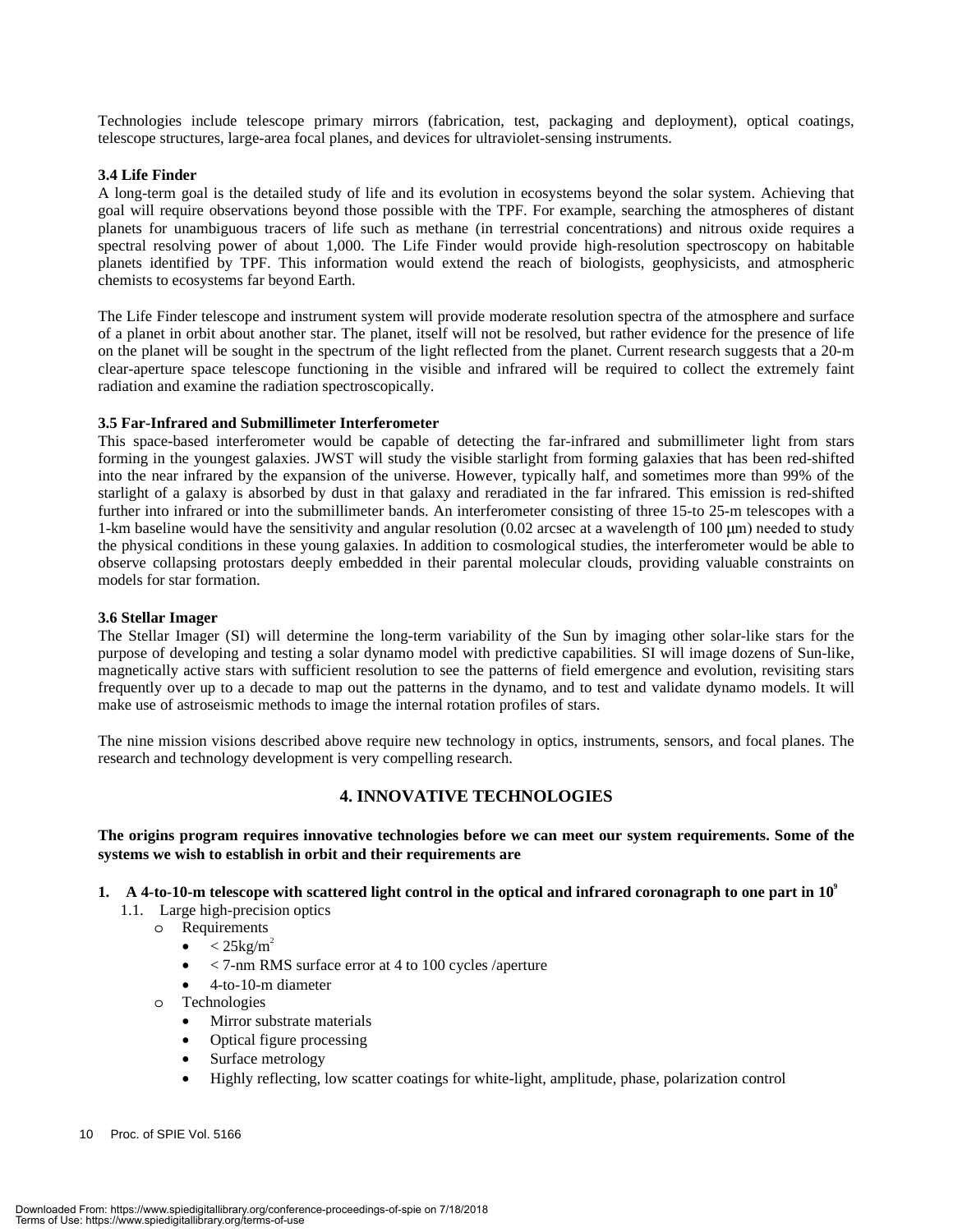Technologies include telescope primary mirrors (fabrication, test, packaging and deployment), optical coatings, telescope structures, large-area focal planes, and devices for ultraviolet-sensing instruments.

### 3.4 Life Finder

A long-term goal is the detailed study of life and its evolution in ecosystems beyond the solar system. Achieving that goal will require observations beyond those possible with the TPF. For example, searching the atmospheres of distant planets for unambiguous tracers of life such as methane (in terrestrial concentrations) and nitrous oxide requires a spectral resolving power of about 1,000. The Life Finder would provide high-resolution spectroscopy on habitable planets identified by TPF. This information would extend the reach of biologists, geophysicists, and atmospheric chemists to ecosystems far beyond Earth.

The Life Finder telescope and instrument system will provide moderate resolution spectra of the atmosphere and surface of a planet in orbit about another star. The planet, itself will not be resolved, but rather evidence for the presence of life on the planet will be sought in the spectrum of the light reflected from the planet. Current research suggests that a 20-m clear-aperture space telescope functioning in the visible and infrared will be required to collect the extremely faint radiation and examine the radiation spectroscopically.

### 3.5 Far-Infrared and Submillimeter Interferometer

This space-based interferometer would be capable of detecting the far-infrared and submillimeter light from stars forming in the youngest galaxies. JWST will study the visible starlight from forming galaxies that has been red-shifted into the near infrared by the expansion of the universe. However, typically half, and sometimes more than 99% of the starlight of a galaxy is absorbed by dust in that galaxy and reradiated in the far infrared. This emission is red-shifted further into infrared or into the submillimeter bands. An interferometer consisting of three 15-to 25-m telescopes with a 1-km baseline would have the sensitivity and angular resolution (0.02 arcsec at a wavelength of 100 μm) needed to study the physical conditions in these young galaxies. In addition to cosmological studies, the interferometer would be able to observe collapsing protostars deeply embedded in their parental molecular clouds, providing valuable constraints on models for star formation.

### 3.6 Stellar Imager

The Stellar Imager (SI) will determine the long-term variability of the Sun by imaging other solar-like stars for the purpose of developing and testing a solar dynamo model with predictive capabilities. SI will image dozens of Sun-like, magnetically active stars with sufficient resolution to see the patterns of field emergence and evolution, revisiting stars frequently over up to a decade to map out the patterns in the dynamo, and to test and validate dynamo models. It will make use of astroseismic methods to image the internal rotation profiles of stars.

The nine mission visions described above require new technology in optics, instruments, sensors, and focal planes. The research and technology development is very compelling research.

## 4. INNOVATIVE TECHNOLOGIES

**The origins program requires innovative technologies before we can meet our system requirements. Some of the systems we wish to establish in orbit and their requirements are**

1. **A 4-to-10-m telescope with scattered light control in the optical and infrared coronagraph to one part in $10^9$**
   - 1.1. Large high-precision optics
     - Requirements
       - $< 25 \text{kg/m}^2$
       - < 7-nm RMS surface error at 4 to 100 cycles /aperture
       - 4-to-10-m diameter
     - Technologies
       - Mirror substrate materials
       - Optical figure processing
       - Surface metrology
       - Highly reflecting, low scatter coatings for white-light, amplitude, phase, polarization control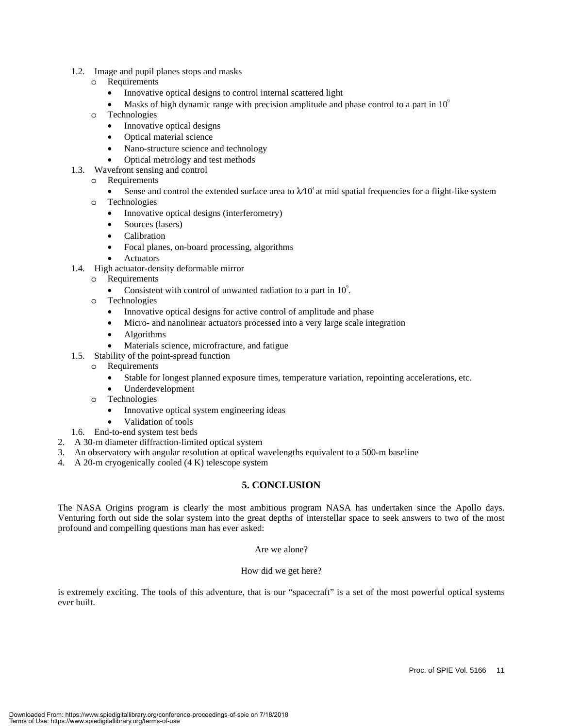1.2. Image and pupil planes stops and masks
   - Requirements
      - Innovative optical designs to control internal scattered light
      - Masks of high dynamic range with precision amplitude and phase control to a part in $10^9$
   - Technologies
      - Innovative optical designs
      - Optical material science
      - Nano-structure science and technology
      - Optical metrology and test methods

1.3. Wavefront sensing and control
   - Requirements
      - Sense and control the extended surface area to $\lambda/10^4$ at mid spatial frequencies for a flight-like system
   - Technologies
      - Innovative optical designs (interferometry)
      - Sources (lasers)
      - Calibration
      - Focal planes, on-board processing, algorithms
      - Actuators

1.4. High actuator-density deformable mirror
   - Requirements
      - Consistent with control of unwanted radiation to a part in $10^9$.
   - Technologies
      - Innovative optical designs for active control of amplitude and phase
      - Micro- and nanolinear actuators processed into a very large scale integration
      - Algorithms
      - Materials science, microfracture, and fatigue

1.5. Stability of the point-spread function
   - Requirements
      - Stable for longest planned exposure times, temperature variation, repointing accelerations, etc.
      - Underdevelopment
   - Technologies
      - Innovative optical system engineering ideas
      - Validation of tools

1.6. End-to-end system test beds

2. A 30-m diameter diffraction-limited optical system
3. An observatory with angular resolution at optical wavelengths equivalent to a 500-m baseline
4. A 20-m cryogenically cooled (4 K) telescope system

## 5. CONCLUSION

The NASA Origins program is clearly the most ambitious program NASA has undertaken since the Apollo days. Venturing forth out side the solar system into the great depths of interstellar space to seek answers to two of the most profound and compelling questions man has ever asked:

Are we alone?

How did we get here?

is extremely exciting. The tools of this adventure, that is our "spacecraft" is a set of the most powerful optical systems ever built.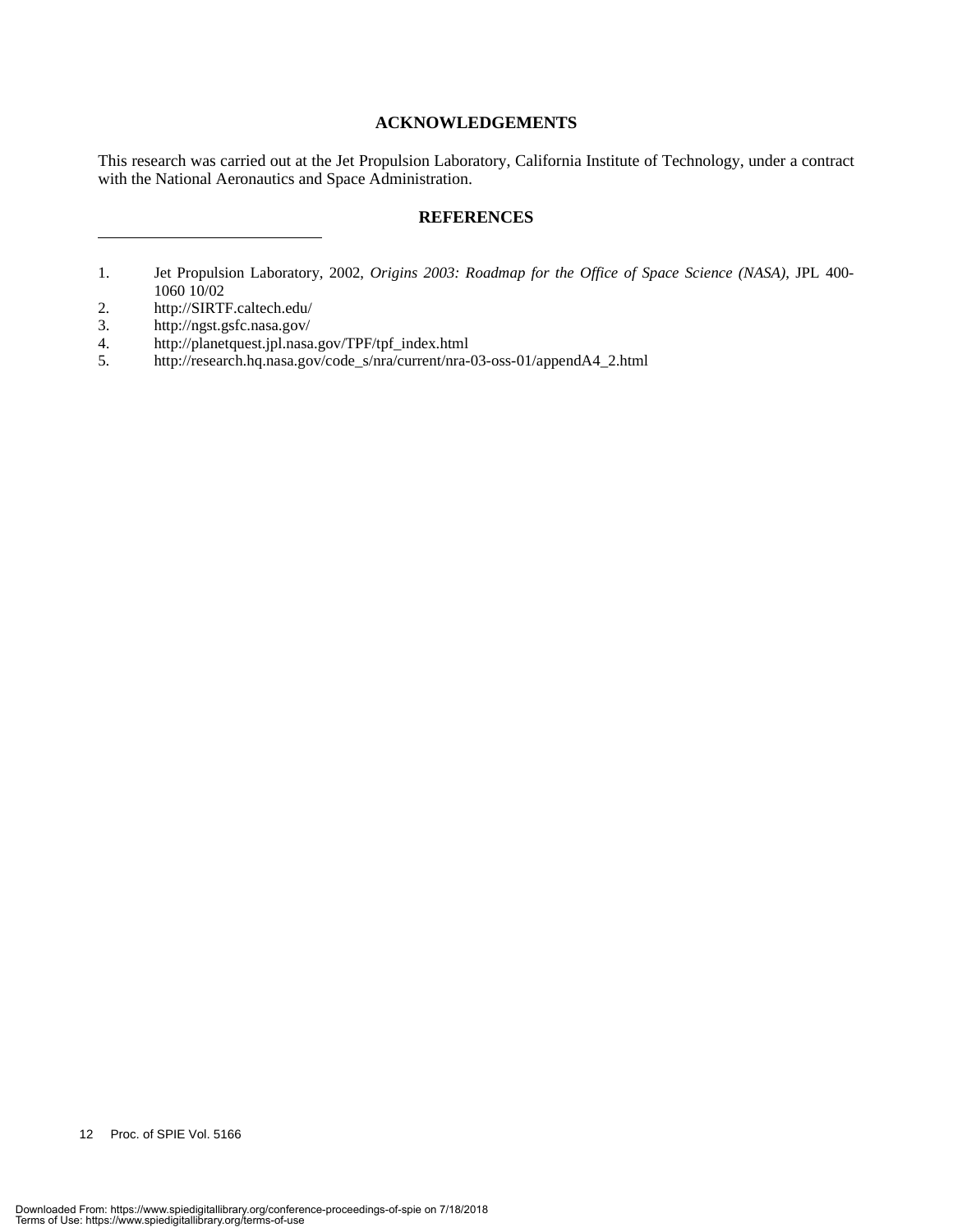## ACKNOWLEDGEMENTS

This research was carried out at the Jet Propulsion Laboratory, California Institute of Technology, under a contract with the National Aeronautics and Space Administration.

## REFERENCES

---

1. Jet Propulsion Laboratory, 2002, *Origins 2003: Roadmap for the Office of Space Science (NASA)*, JPL 400-1060 10/02
2. http://SIRTF.caltech.edu/
3. http://ngst.gsfc.nasa.gov/
4. http://planetquest.jpl.nasa.gov/TPF/tpf_index.html
5. http://research.hq.nasa.gov/code_s/nra/current/nra-03-oss-01/appendA4_2.html